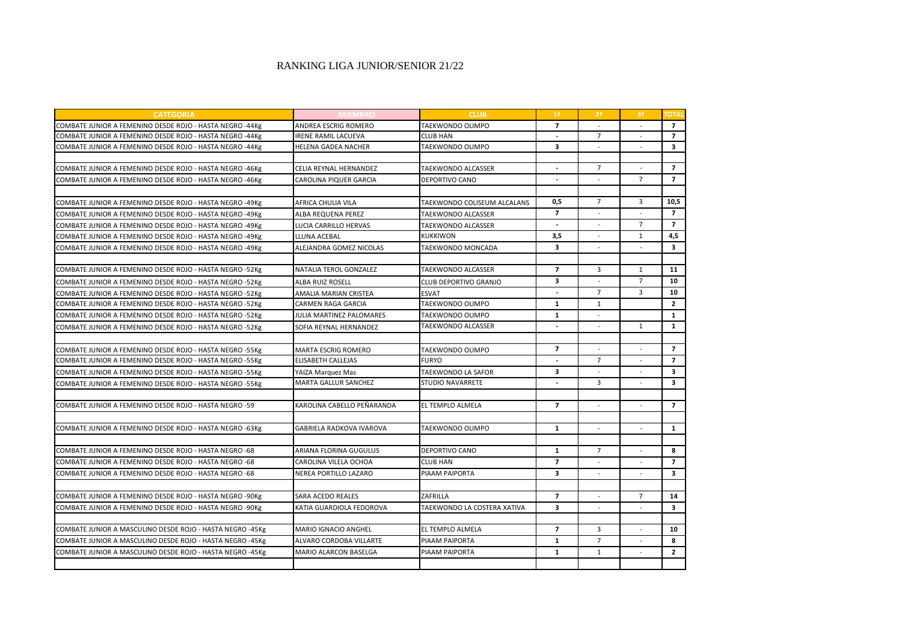# RANKING LIGA JUNIOR/SENIOR 21/22

| CATEGORIA | MIEMBRO | CLUB | 1ª | 2ª | 3ª | TOTAL |
|---|---|---|---|---|---|---|
| COMBATE JUNIOR A FEMENINO DESDE ROJO - HASTA NEGRO -44Kg | ANDREA ESCRIG ROMERO | TAEKWONDO OLIMPO | 7 | - | - | 7 |
| COMBATE JUNIOR A FEMENINO DESDE ROJO - HASTA NEGRO -44Kg | IRENE RAMIL LACUEVA | CLUB HAN | - | 7 | - | 7 |
| COMBATE JUNIOR A FEMENINO DESDE ROJO - HASTA NEGRO -44Kg | HELENA GADEA NACHER | TAEKWONDO OLIMPO | 3 | - | - | 3 |
| | | | | | | |
| COMBATE JUNIOR A FEMENINO DESDE ROJO - HASTA NEGRO -46Kg | CELIA REYNAL HERNANDEZ | TAEKWONDO ALCASSER | - | 7 | - | 7 |
| COMBATE JUNIOR A FEMENINO DESDE ROJO - HASTA NEGRO -46Kg | CAROLINA PIQUER GARCIA | DEPORTIVO CANO | - | - | 7 | 7 |
| | | | | | | |
| COMBATE JUNIOR A FEMENINO DESDE ROJO - HASTA NEGRO -49Kg | AFRICA CHULIA VILA | TAEKWONDO COLISEUM ALCALANS | 0,5 | 7 | 3 | 10,5 |
| COMBATE JUNIOR A FEMENINO DESDE ROJO - HASTA NEGRO -49Kg | ALBA REQUENA PEREZ | TAEKWONDO ALCASSER | 7 | - | - | 7 |
| COMBATE JUNIOR A FEMENINO DESDE ROJO - HASTA NEGRO -49Kg | LUCIA CARRILLO HERVAS | TAEKWONDO ALCASSER | - | - | 7 | 7 |
| COMBATE JUNIOR A FEMENINO DESDE ROJO - HASTA NEGRO -49Kg | LLUNA ACEBAL | KUKKIWON | 3,5 | - | 1 | 4,5 |
| COMBATE JUNIOR A FEMENINO DESDE ROJO - HASTA NEGRO -49Kg | ALEJANDRA GOMEZ NICOLAS | TAEKWONDO MONCADA | 3 | - | - | 3 |
| | | | | | | |
| COMBATE JUNIOR A FEMENINO DESDE ROJO - HASTA NEGRO -52Kg | NATALIA TEROL GONZALEZ | TAEKWONDO ALCASSER | 7 | 3 | 1 | 11 |
| COMBATE JUNIOR A FEMENINO DESDE ROJO - HASTA NEGRO -52Kg | ALBA RUIZ ROSELL | CLUB DEPORTIVO GRANJO | 3 | - | 7 | 10 |
| COMBATE JUNIOR A FEMENINO DESDE ROJO - HASTA NEGRO -52Kg | AMALIA MARIAN CRISTEA | ESVAT | - | 7 | 3 | 10 |
| COMBATE JUNIOR A FEMENINO DESDE ROJO - HASTA NEGRO -52Kg | CARMEN RAGA GARCIA | TAEKWONDO OLIMPO | 1 | 1 | | 2 |
| COMBATE JUNIOR A FEMENINO DESDE ROJO - HASTA NEGRO -52Kg | JULIA MARTINEZ PALOMARES | TAEKWONDO OLIMPO | 1 | - | | 1 |
| COMBATE JUNIOR A FEMENINO DESDE ROJO - HASTA NEGRO -52Kg | SOFIA REYNAL HERNANDEZ | TAEKWONDO ALCASSER | - | - | 1 | 1 |
| | | | | | | |
| COMBATE JUNIOR A FEMENINO DESDE ROJO - HASTA NEGRO -55Kg | MARTA ESCRIG ROMERO | TAEKWONDO OLIMPO | 7 | - | - | 7 |
| COMBATE JUNIOR A FEMENINO DESDE ROJO - HASTA NEGRO -55Kg | ELISABETH CALLEJAS | FURYO | - | 7 | - | 7 |
| COMBATE JUNIOR A FEMENINO DESDE ROJO - HASTA NEGRO -55Kg | YAIZA Marquez Mas | TAEKWONDO LA SAFOR | 3 | - | - | 3 |
| COMBATE JUNIOR A FEMENINO DESDE ROJO - HASTA NEGRO -55Kg | MARTA GALLUR SANCHEZ | STUDIO NAVARRETE | - | 3 | - | 3 |
| | | | | | | |
| COMBATE JUNIOR A FEMENINO DESDE ROJO - HASTA NEGRO -59 | KAROLINA CABELLO PEÑARANDA | EL TEMPLO ALMELA | 7 | - | - | 7 |
| | | | | | | |
| COMBATE JUNIOR A FEMENINO DESDE ROJO - HASTA NEGRO -63Kg | GABRIELA RADKOVA IVAROVA | TAEKWONDO OLIMPO | 1 | - | - | 1 |
| | | | | | | |
| COMBATE JUNIOR A FEMENINO DESDE ROJO - HASTA NEGRO -68 | ARIANA FLORINA GUGULUS | DEPORTIVO CANO | 1 | 7 | - | 8 |
| COMBATE JUNIOR A FEMENINO DESDE ROJO - HASTA NEGRO -68 | CAROLINA VILELA OCHOA | CLUB HAN | 7 | - | - | 7 |
| COMBATE JUNIOR A FEMENINO DESDE ROJO - HASTA NEGRO -68 | NEREA PORTILLO LAZARO | PIAAM PAIPORTA | 3 | - | - | 3 |
| | | | | | | |
| COMBATE JUNIOR A FEMENINO DESDE ROJO - HASTA NEGRO -90Kg | SARA ACEDO REALES | ZAFRILLA | 7 | - | 7 | 14 |
| COMBATE JUNIOR A FEMENINO DESDE ROJO - HASTA NEGRO -90Kg | KATIA GUARDIOLA FEDOROVA | TAEKWONDO LA COSTERA XATIVA | 3 | - | - | 3 |
| | | | | | | |
| COMBATE JUNIOR A MASCULINO DESDE ROJO - HASTA NEGRO -45Kg | MARIO IGNACIO ANGHEL | EL TEMPLO ALMELA | 7 | 3 | - | 10 |
| COMBATE JUNIOR A MASCULINO DESDE ROJO - HASTA NEGRO -45Kg | ALVARO CORDOBA VILLARTE | PIAAM PAIPORTA | 1 | 7 | - | 8 |
| COMBATE JUNIOR A MASCULINO DESDE ROJO - HASTA NEGRO -45Kg | MARIO ALARCON BASELGA | PIAAM PAIPORTA | 1 | 1 | - | 2 |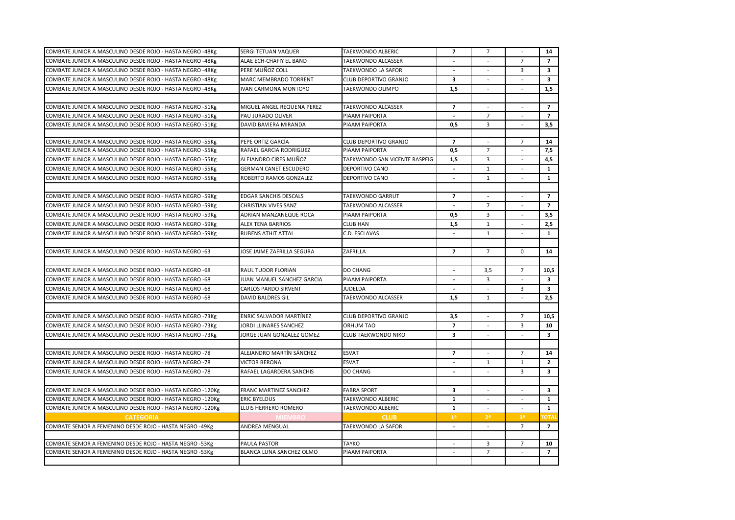| | | | | | | |
|---|---|---|---|---|---|---|
| COMBATE JUNIOR A MASCULINO DESDE ROJO - HASTA NEGRO -48Kg | SERGI TETUAN VAQUER | TAEKWONDO ALBERIC | **7** | 7 | - | **14** |
| COMBATE JUNIOR A MASCULINO DESDE ROJO - HASTA NEGRO -48Kg | ALAE ECH-CHAFIY EL BAND | TAEKWONDO ALCASSER | **-** | - | 7 | **7** |
| COMBATE JUNIOR A MASCULINO DESDE ROJO - HASTA NEGRO -48Kg | PERE MUÑOZ COLL | TAEKWONDO LA SAFOR | **-** | - | 3 | **3** |
| COMBATE JUNIOR A MASCULINO DESDE ROJO - HASTA NEGRO -48Kg | MARC MEMBRADO TORRENT | CLUB DEPORTIVO GRANJO | **3** | - | - | **3** |
| COMBATE JUNIOR A MASCULINO DESDE ROJO - HASTA NEGRO -48Kg | IVAN CARMONA MONTOYO | TAEKWONDO OLIMPO | **1,5** | - | - | **1,5** |
| | | | | | | |
| COMBATE JUNIOR A MASCULINO DESDE ROJO - HASTA NEGRO -51Kg | MIGUEL ANGEL REQUENA PEREZ | TAEKWONDO ALCASSER | **7** | - | - | **7** |
| COMBATE JUNIOR A MASCULINO DESDE ROJO - HASTA NEGRO -51Kg | PAU JURADO OLIVER | PIAAM PAIPORTA | **-** | 7 | - | **7** |
| COMBATE JUNIOR A MASCULINO DESDE ROJO - HASTA NEGRO -51Kg | DAVID BAVIERA MIRANDA | PIAAM PAIPORTA | **0,5** | 3 | - | **3,5** |
| | | | | | | |
| COMBATE JUNIOR A MASCULINO DESDE ROJO - HASTA NEGRO -55Kg | PEPE ORTIZ GARCÍA | CLUB DEPORTIVO GRANJO | **7** | - | 7 | **14** |
| COMBATE JUNIOR A MASCULINO DESDE ROJO - HASTA NEGRO -55Kg | RAFAEL GARCIA RODRIGUEZ | PIAAM PAIPORTA | **0,5** | 7 | - | **7,5** |
| COMBATE JUNIOR A MASCULINO DESDE ROJO - HASTA NEGRO -55Kg | ALEJANDRO CIRES MUÑOZ | TAEKWONDO SAN VICENTE RASPEIG | **1,5** | 3 | - | **4,5** |
| COMBATE JUNIOR A MASCULINO DESDE ROJO - HASTA NEGRO -55Kg | GERMAN CANET ESCUDERO | DEPORTIVO CANO | **-** | 1 | - | **1** |
| COMBATE JUNIOR A MASCULINO DESDE ROJO - HASTA NEGRO -55Kg | ROBERTO RAMOS GONZALEZ | DEPORTIVO CANO | **-** | 1 | - | **1** |
| | | | | | | |
| COMBATE JUNIOR A MASCULINO DESDE ROJO - HASTA NEGRO -59Kg | EDGAR SANCHIS DESCALS | TAEKWONDO GARRUT | **7** | **-** | - | **7** |
| COMBATE JUNIOR A MASCULINO DESDE ROJO - HASTA NEGRO -59Kg | CHRISTIAN VIVES SANZ | TAEKWONDO ALCASSER | **-** | 7 | - | **7** |
| COMBATE JUNIOR A MASCULINO DESDE ROJO - HASTA NEGRO -59Kg | ADRIAN MANZANEQUE ROCA | PIAAM PAIPORTA | **0,5** | 3 | - | **3,5** |
| COMBATE JUNIOR A MASCULINO DESDE ROJO - HASTA NEGRO -59Kg | ALEX TENA BARRIOS | CLUB HAN | **1,5** | 1 | - | **2,5** |
| COMBATE JUNIOR A MASCULINO DESDE ROJO - HASTA NEGRO -59Kg | RUBENS ATHIT ATTAL | C.D. ESCLAVAS | **-** | 1 | - | **1** |
| | | | | | | |
| COMBATE JUNIOR A MASCULINO DESDE ROJO - HASTA NEGRO -63 | JOSE JAIME ZAFRILLA SEGURA | ZAFRILLA | **7** | 7 | 0 | **14** |
| | | | | | | |
| COMBATE JUNIOR A MASCULINO DESDE ROJO - HASTA NEGRO -68 | RAUL TUDOR FLORIAN | DO CHANG | **-** | 3,5 | 7 | **10,5** |
| COMBATE JUNIOR A MASCULINO DESDE ROJO - HASTA NEGRO -68 | JUAN MANUEL SANCHEZ GARCIA | PIAAM PAIPORTA | **-** | 3 | - | **3** |
| COMBATE JUNIOR A MASCULINO DESDE ROJO - HASTA NEGRO -68 | CARLOS PARDO SIRVENT | JUDELDA | **-** | - | 3 | **3** |
| COMBATE JUNIOR A MASCULINO DESDE ROJO - HASTA NEGRO -68 | DAVID BALDRES GIL | TAEKWONDO ALCASSER | **1,5** | 1 | - | **2,5** |
| | | | | | | |
| COMBATE JUNIOR A MASCULINO DESDE ROJO - HASTA NEGRO -73Kg | ENRIC SALVADOR MARTÍNEZ | CLUB DEPORTIVO GRANJO | **3,5** | **-** | 7 | **10,5** |
| COMBATE JUNIOR A MASCULINO DESDE ROJO - HASTA NEGRO -73Kg | JORDI LLINARES SANCHEZ | ORHUM TAO | **7** | - | 3 | **10** |
| COMBATE JUNIOR A MASCULINO DESDE ROJO - HASTA NEGRO -73Kg | JORGE JUAN GONZALEZ GOMEZ | CLUB TAEKWONDO NIKO | **3** | - | - | **3** |
| | | | | | | |
| COMBATE JUNIOR A MASCULINO DESDE ROJO - HASTA NEGRO -78 | ALEJANDRO MARTÍN SÁNCHEZ | ESVAT | **7** | - | 7 | **14** |
| COMBATE JUNIOR A MASCULINO DESDE ROJO - HASTA NEGRO -78 | VICTOR BERONA | ESVAT | **-** | 1 | 1 | **2** |
| COMBATE JUNIOR A MASCULINO DESDE ROJO - HASTA NEGRO -78 | RAFAEL LAGARDERA SANCHIS | DO CHANG | **-** | - | 3 | **3** |
| | | | | | | |
| COMBATE JUNIOR A MASCULINO DESDE ROJO - HASTA NEGRO -120Kg | FRANC MARTINEZ SANCHEZ | FABRA SPORT | **3** | - | - | **3** |
| COMBATE JUNIOR A MASCULINO DESDE ROJO - HASTA NEGRO -120Kg | ERIC BYELOUS | TAEKWONDO ALBERIC | **1** | - | - | **1** |
| COMBATE JUNIOR A MASCULINO DESDE ROJO - HASTA NEGRO -120Kg | LLUIS HERRERO ROMERO | TAEKWONDO ALBERIC | **1** | - | - | **1** |
| **CATEGORIA** | **MIEMBRO** | **CLUB** | **1ª** | **2ª** | **3ª** | **TOTAL** |
| COMBATE SENIOR A FEMENINO DESDE ROJO - HASTA NEGRO -49Kg | ANDREA MENGUAL | TAEKWONDO LA SAFOR | - | - | 7 | **7** |
| | | | | | | |
| COMBATE SENIOR A FEMENINO DESDE ROJO - HASTA NEGRO -53Kg | PAULA PASTOR | TAYKO | - | 3 | 7 | **10** |
| COMBATE SENIOR A FEMENINO DESDE ROJO - HASTA NEGRO -53Kg | BLANCA LUNA SANCHEZ OLMO | PIAAM PAIPORTA | - | 7 | - | **7** |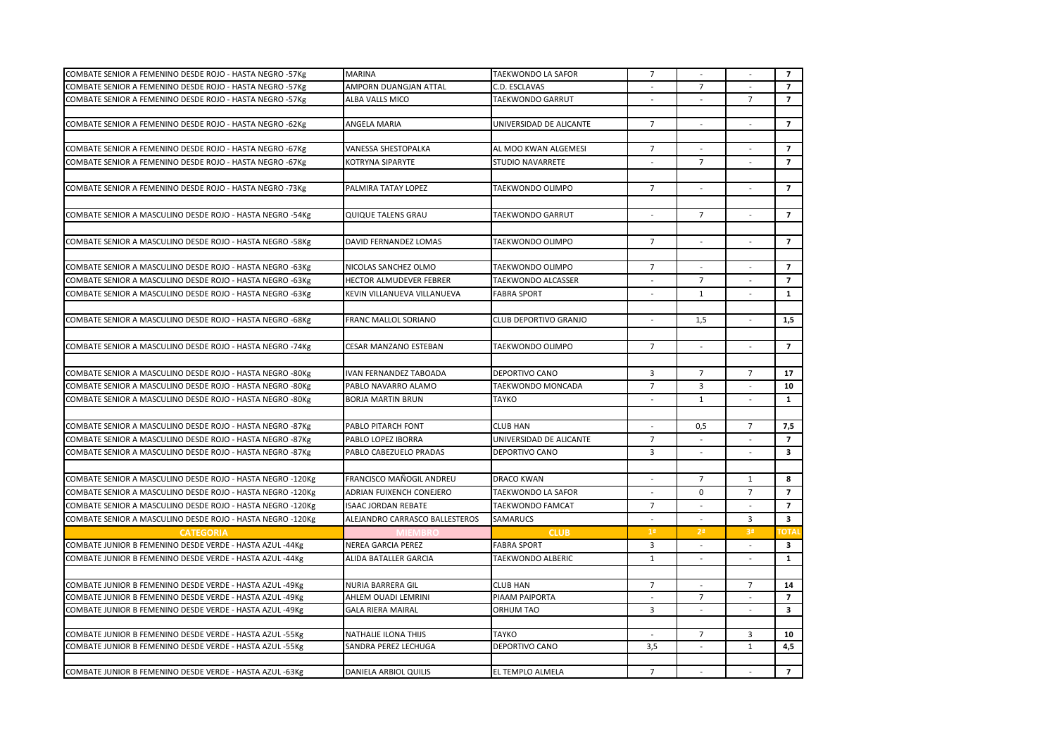| | | | | | | |
|---|---|---|---|---|---|---|
| COMBATE SENIOR A FEMENINO DESDE ROJO - HASTA NEGRO -57Kg | MARINA | TAEKWONDO LA SAFOR | 7 | - | - | 7 |
| COMBATE SENIOR A FEMENINO DESDE ROJO - HASTA NEGRO -57Kg | AMPORN DUANGJAN ATTAL | C.D. ESCLAVAS | - | 7 | - | 7 |
| COMBATE SENIOR A FEMENINO DESDE ROJO - HASTA NEGRO -57Kg | ALBA VALLS MICO | TAEKWONDO GARRUT | - | - | 7 | 7 |
| | | | | | | |
| COMBATE SENIOR A FEMENINO DESDE ROJO - HASTA NEGRO -62Kg | ANGELA MARIA | UNIVERSIDAD DE ALICANTE | 7 | - | - | 7 |
| | | | | | | |
| COMBATE SENIOR A FEMENINO DESDE ROJO - HASTA NEGRO -67Kg | VANESSA SHESTOPALKA | AL MOO KWAN ALGEMESI | 7 | - | - | 7 |
| COMBATE SENIOR A FEMENINO DESDE ROJO - HASTA NEGRO -67Kg | KOTRYNA SIPARYTE | STUDIO NAVARRETE | - | 7 | - | 7 |
| | | | | | | |
| COMBATE SENIOR A FEMENINO DESDE ROJO - HASTA NEGRO -73Kg | PALMIRA TATAY LOPEZ | TAEKWONDO OLIMPO | 7 | - | - | 7 |
| | | | | | | |
| COMBATE SENIOR A MASCULINO DESDE ROJO - HASTA NEGRO -54Kg | QUIQUE TALENS GRAU | TAEKWONDO GARRUT | - | 7 | - | 7 |
| | | | | | | |
| COMBATE SENIOR A MASCULINO DESDE ROJO - HASTA NEGRO -58Kg | DAVID FERNANDEZ LOMAS | TAEKWONDO OLIMPO | 7 | - | - | 7 |
| | | | | | | |
| COMBATE SENIOR A MASCULINO DESDE ROJO - HASTA NEGRO -63Kg | NICOLAS SANCHEZ OLMO | TAEKWONDO OLIMPO | 7 | - | - | 7 |
| COMBATE SENIOR A MASCULINO DESDE ROJO - HASTA NEGRO -63Kg | HECTOR ALMUDEVER FEBRER | TAEKWONDO ALCASSER | - | 7 | - | 7 |
| COMBATE SENIOR A MASCULINO DESDE ROJO - HASTA NEGRO -63Kg | KEVIN VILLANUEVA VILLANUEVA | FABRA SPORT | - | 1 | - | 1 |
| | | | | | | |
| COMBATE SENIOR A MASCULINO DESDE ROJO - HASTA NEGRO -68Kg | FRANC MALLOL SORIANO | CLUB DEPORTIVO GRANJO | - | 1,5 | - | 1,5 |
| | | | | | | |
| COMBATE SENIOR A MASCULINO DESDE ROJO - HASTA NEGRO -74Kg | CESAR MANZANO ESTEBAN | TAEKWONDO OLIMPO | 7 | - | - | 7 |
| | | | | | | |
| COMBATE SENIOR A MASCULINO DESDE ROJO - HASTA NEGRO -80Kg | IVAN FERNANDEZ TABOADA | DEPORTIVO CANO | 3 | 7 | 7 | 17 |
| COMBATE SENIOR A MASCULINO DESDE ROJO - HASTA NEGRO -80Kg | PABLO NAVARRO ALAMO | TAEKWONDO MONCADA | 7 | 3 | - | 10 |
| COMBATE SENIOR A MASCULINO DESDE ROJO - HASTA NEGRO -80Kg | BORJA MARTIN BRUN | TAYKO | - | 1 | - | 1 |
| | | | | | | |
| COMBATE SENIOR A MASCULINO DESDE ROJO - HASTA NEGRO -87Kg | PABLO PITARCH FONT | CLUB HAN | - | 0,5 | 7 | 7,5 |
| COMBATE SENIOR A MASCULINO DESDE ROJO - HASTA NEGRO -87Kg | PABLO LOPEZ IBORRA | UNIVERSIDAD DE ALICANTE | 7 | - | - | 7 |
| COMBATE SENIOR A MASCULINO DESDE ROJO - HASTA NEGRO -87Kg | PABLO CABEZUELO PRADAS | DEPORTIVO CANO | 3 | - | - | 3 |
| | | | | | | |
| COMBATE SENIOR A MASCULINO DESDE ROJO - HASTA NEGRO -120Kg | FRANCISCO MAÑOGIL ANDREU | DRACO KWAN | - | 7 | 1 | 8 |
| COMBATE SENIOR A MASCULINO DESDE ROJO - HASTA NEGRO -120Kg | ADRIAN FUIXENCH CONEJERO | TAEKWONDO LA SAFOR | - | 0 | 7 | 7 |
| COMBATE SENIOR A MASCULINO DESDE ROJO - HASTA NEGRO -120Kg | ISAAC JORDAN REBATE | TAEKWONDO FAMCAT | 7 | - | - | 7 |
| COMBATE SENIOR A MASCULINO DESDE ROJO - HASTA NEGRO -120Kg | ALEJANDRO CARRASCO BALLESTEROS | SAMARUCS | - | - | 3 | 3 |
| **CATEGORIA** | **MIEMBRO** | **CLUB** | **1ª** | **2ª** | **3ª** | **TOTAL** |
| COMBATE JUNIOR B FEMENINO DESDE VERDE - HASTA AZUL -44Kg | NEREA GARCIA PEREZ | FABRA SPORT | 3 | - | - | 3 |
| COMBATE JUNIOR B FEMENINO DESDE VERDE - HASTA AZUL -44Kg | ALIDA BATALLER GARCIA | TAEKWONDO ALBERIC | 1 | - | - | 1 |
| | | | | | | |
| COMBATE JUNIOR B FEMENINO DESDE VERDE - HASTA AZUL -49Kg | NURIA BARRERA GIL | CLUB HAN | 7 | - | 7 | 14 |
| COMBATE JUNIOR B FEMENINO DESDE VERDE - HASTA AZUL -49Kg | AHLEM OUADI LEMRINI | PIAAM PAIPORTA | - | 7 | - | 7 |
| COMBATE JUNIOR B FEMENINO DESDE VERDE - HASTA AZUL -49Kg | GALA RIERA MAIRAL | ORHUM TAO | 3 | - | - | 3 |
| | | | | | | |
| COMBATE JUNIOR B FEMENINO DESDE VERDE - HASTA AZUL -55Kg | NATHALIE ILONA THIJS | TAYKO | - | 7 | 3 | 10 |
| COMBATE JUNIOR B FEMENINO DESDE VERDE - HASTA AZUL -55Kg | SANDRA PEREZ LECHUGA | DEPORTIVO CANO | 3,5 | - | 1 | 4,5 |
| | | | | | | |
| COMBATE JUNIOR B FEMENINO DESDE VERDE - HASTA AZUL -63Kg | DANIELA ARBIOL QUILIS | EL TEMPLO ALMELA | 7 | - | - | 7 |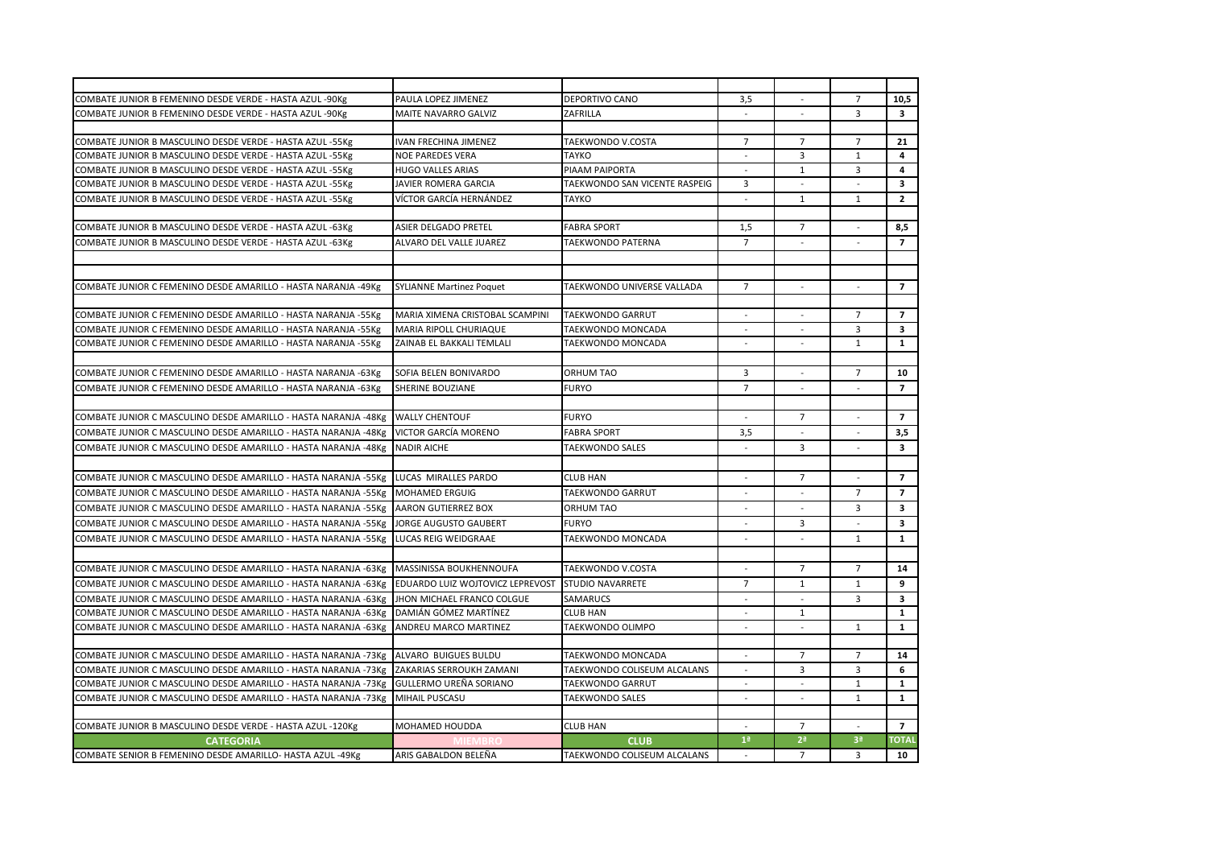| | | | | | | |
|---|---|---|---|---|---|---|
| COMBATE JUNIOR B FEMENINO DESDE VERDE - HASTA AZUL -90Kg | PAULA LOPEZ JIMENEZ | DEPORTIVO CANO | 3,5 | - | 7 | **10,5** |
| COMBATE JUNIOR B FEMENINO DESDE VERDE - HASTA AZUL -90Kg | MAITE NAVARRO GALVIZ | ZAFRILLA | - | - | 3 | **3** |
| COMBATE JUNIOR B MASCULINO DESDE VERDE - HASTA AZUL -55Kg | IVAN FRECHINA JIMENEZ | TAEKWONDO V.COSTA | 7 | 7 | 7 | **21** |
| COMBATE JUNIOR B MASCULINO DESDE VERDE - HASTA AZUL -55Kg | NOE PAREDES VERA | TAYKO | - | 3 | 1 | **4** |
| COMBATE JUNIOR B MASCULINO DESDE VERDE - HASTA AZUL -55Kg | HUGO VALLES ARIAS | PIAAM PAIPORTA | - | 1 | 3 | **4** |
| COMBATE JUNIOR B MASCULINO DESDE VERDE - HASTA AZUL -55Kg | JAVIER ROMERA GARCIA | TAEKWONDO SAN VICENTE RASPEIG | 3 | - | - | **3** |
| COMBATE JUNIOR B MASCULINO DESDE VERDE - HASTA AZUL -55Kg | VÍCTOR GARCÍA HERNÁNDEZ | TAYKO | - | 1 | 1 | **2** |
| COMBATE JUNIOR B MASCULINO DESDE VERDE - HASTA AZUL -63Kg | ASIER DELGADO PRETEL | FABRA SPORT | 1,5 | 7 | - | **8,5** |
| COMBATE JUNIOR B MASCULINO DESDE VERDE - HASTA AZUL -63Kg | ALVARO DEL VALLE JUAREZ | TAEKWONDO PATERNA | 7 | - | - | **7** |
| COMBATE JUNIOR C FEMENINO DESDE AMARILLO - HASTA NARANJA -49Kg | SYLIANNE Martinez Poquet | TAEKWONDO UNIVERSE VALLADA | 7 | - | - | **7** |
| COMBATE JUNIOR C FEMENINO DESDE AMARILLO - HASTA NARANJA -55Kg | MARIA XIMENA CRISTOBAL SCAMPINI | TAEKWONDO GARRUT | - | - | 7 | **7** |
| COMBATE JUNIOR C FEMENINO DESDE AMARILLO - HASTA NARANJA -55Kg | MARIA RIPOLL CHURIAQUE | TAEKWONDO MONCADA | - | - | 3 | **3** |
| COMBATE JUNIOR C FEMENINO DESDE AMARILLO - HASTA NARANJA -55Kg | ZAINAB EL BAKKALI TEMLALI | TAEKWONDO MONCADA | - | - | 1 | **1** |
| COMBATE JUNIOR C FEMENINO DESDE AMARILLO - HASTA NARANJA -63Kg | SOFIA BELEN BONIVARDO | ORHUM TAO | 3 | - | 7 | **10** |
| COMBATE JUNIOR C FEMENINO DESDE AMARILLO - HASTA NARANJA -63Kg | SHERINE BOUZIANE | FURYO | 7 | - | - | **7** |
| COMBATE JUNIOR C MASCULINO DESDE AMARILLO - HASTA NARANJA -48Kg | WALLY CHENTOUF | FURYO | - | 7 | - | **7** |
| COMBATE JUNIOR C MASCULINO DESDE AMARILLO - HASTA NARANJA -48Kg | VICTOR GARCÍA MORENO | FABRA SPORT | 3,5 | - | - | **3,5** |
| COMBATE JUNIOR C MASCULINO DESDE AMARILLO - HASTA NARANJA -48Kg | NADIR AICHE | TAEKWONDO SALES | - | 3 | - | **3** |
| COMBATE JUNIOR C MASCULINO DESDE AMARILLO - HASTA NARANJA -55Kg | LUCAS MIRALLES PARDO | CLUB HAN | - | 7 | - | **7** |
| COMBATE JUNIOR C MASCULINO DESDE AMARILLO - HASTA NARANJA -55Kg | MOHAMED ERGUIG | TAEKWONDO GARRUT | - | - | 7 | **7** |
| COMBATE JUNIOR C MASCULINO DESDE AMARILLO - HASTA NARANJA -55Kg | AARON GUTIERREZ BOX | ORHUM TAO | - | - | 3 | **3** |
| COMBATE JUNIOR C MASCULINO DESDE AMARILLO - HASTA NARANJA -55Kg | JORGE AUGUSTO GAUBERT | FURYO | - | 3 | - | **3** |
| COMBATE JUNIOR C MASCULINO DESDE AMARILLO - HASTA NARANJA -55Kg | LUCAS REIG WEIDGRAAE | TAEKWONDO MONCADA | - | - | 1 | **1** |
| COMBATE JUNIOR C MASCULINO DESDE AMARILLO - HASTA NARANJA -63Kg | MASSINISSA BOUKHENNOUFA | TAEKWONDO V.COSTA | - | 7 | 7 | **14** |
| COMBATE JUNIOR C MASCULINO DESDE AMARILLO - HASTA NARANJA -63Kg | EDUARDO LUIZ WOJTOVICZ LEPREVOST | STUDIO NAVARRETE | 7 | 1 | 1 | **9** |
| COMBATE JUNIOR C MASCULINO DESDE AMARILLO - HASTA NARANJA -63Kg | JHON MICHAEL FRANCO COLGUE | SAMARUCS | - | - | 3 | **3** |
| COMBATE JUNIOR C MASCULINO DESDE AMARILLO - HASTA NARANJA -63Kg | DAMIÁN GÓMEZ MARTÍNEZ | CLUB HAN | - | 1 | | **1** |
| COMBATE JUNIOR C MASCULINO DESDE AMARILLO - HASTA NARANJA -63Kg | ANDREU MARCO MARTINEZ | TAEKWONDO OLIMPO | - | - | 1 | **1** |
| COMBATE JUNIOR C MASCULINO DESDE AMARILLO - HASTA NARANJA -73Kg | ALVARO BUIGUES BULDU | TAEKWONDO MONCADA | - | 7 | 7 | **14** |
| COMBATE JUNIOR C MASCULINO DESDE AMARILLO - HASTA NARANJA -73Kg | ZAKARIAS SERROUKH ZAMANI | TAEKWONDO COLISEUM ALCALANS | - | 3 | 3 | **6** |
| COMBATE JUNIOR C MASCULINO DESDE AMARILLO - HASTA NARANJA -73Kg | GULLERMO UREÑA SORIANO | TAEKWONDO GARRUT | - | - | 1 | **1** |
| COMBATE JUNIOR C MASCULINO DESDE AMARILLO - HASTA NARANJA -73Kg | MIHAIL PUSCASU | TAEKWONDO SALES | - | - | 1 | **1** |
| COMBATE JUNIOR B MASCULINO DESDE VERDE - HASTA AZUL -120Kg | MOHAMED HOUDDA | CLUB HAN | - | 7 | - | **7** |
| **CATEGORIA** | **MIEMBRO** | **CLUB** | **1ª** | **2ª** | **3ª** | **TOTAL** |
| COMBATE SENIOR B FEMENINO DESDE AMARILLO- HASTA AZUL -49Kg | ARIS GABALDON BELEÑA | TAEKWONDO COLISEUM ALCALANS | - | 7 | 3 | **10** |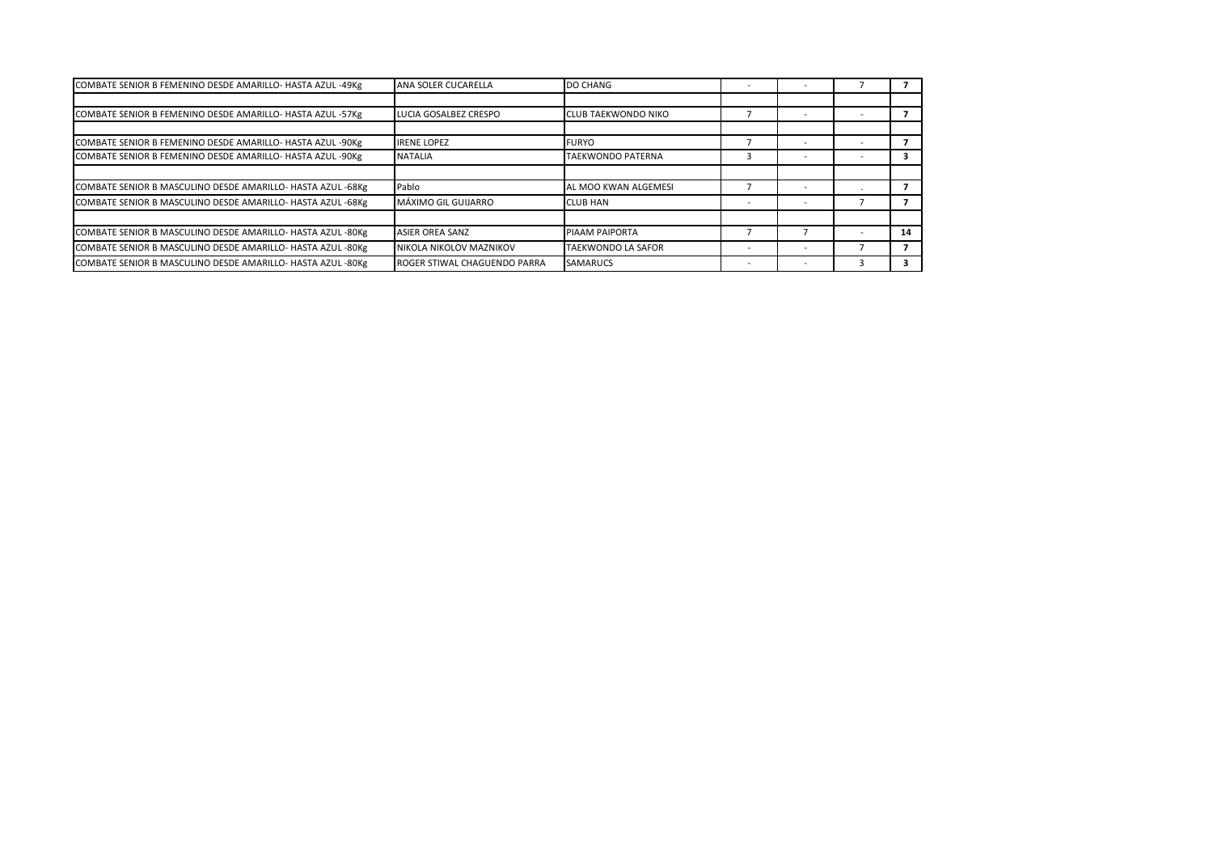| | | | | | | |
|---|---|---|---|---|---|---|
| COMBATE SENIOR B FEMENINO DESDE AMARILLO- HASTA AZUL -49Kg | ANA SOLER CUCARELLA | DO CHANG | - | - | 7 | **7** |
| | | | | | | |
| COMBATE SENIOR B FEMENINO DESDE AMARILLO- HASTA AZUL -57Kg | LUCIA GOSALBEZ CRESPO | CLUB TAEKWONDO NIKO | 7 | - | - | **7** |
| | | | | | | |
| COMBATE SENIOR B FEMENINO DESDE AMARILLO- HASTA AZUL -90Kg | IRENE LOPEZ | FURYO | 7 | - | - | **7** |
| COMBATE SENIOR B FEMENINO DESDE AMARILLO- HASTA AZUL -90Kg | NATALIA | TAEKWONDO PATERNA | 3 | - | - | **3** |
| | | | | | | |
| COMBATE SENIOR B MASCULINO DESDE AMARILLO- HASTA AZUL -68Kg | Pablo | AL MOO KWAN ALGEMESI | 7 | - | . | **7** |
| COMBATE SENIOR B MASCULINO DESDE AMARILLO- HASTA AZUL -68Kg | MÁXIMO GIL GUIJARRO | CLUB HAN | - | - | 7 | **7** |
| | | | | | | |
| COMBATE SENIOR B MASCULINO DESDE AMARILLO- HASTA AZUL -80Kg | ASIER OREA SANZ | PIAAM PAIPORTA | 7 | 7 | - | **14** |
| COMBATE SENIOR B MASCULINO DESDE AMARILLO- HASTA AZUL -80Kg | NIKOLA NIKOLOV MAZNIKOV | TAEKWONDO LA SAFOR | - | - | 7 | **7** |
| COMBATE SENIOR B MASCULINO DESDE AMARILLO- HASTA AZUL -80Kg | ROGER STIWAL CHAGUENDO PARRA | SAMARUCS | - | - | 3 | **3** |